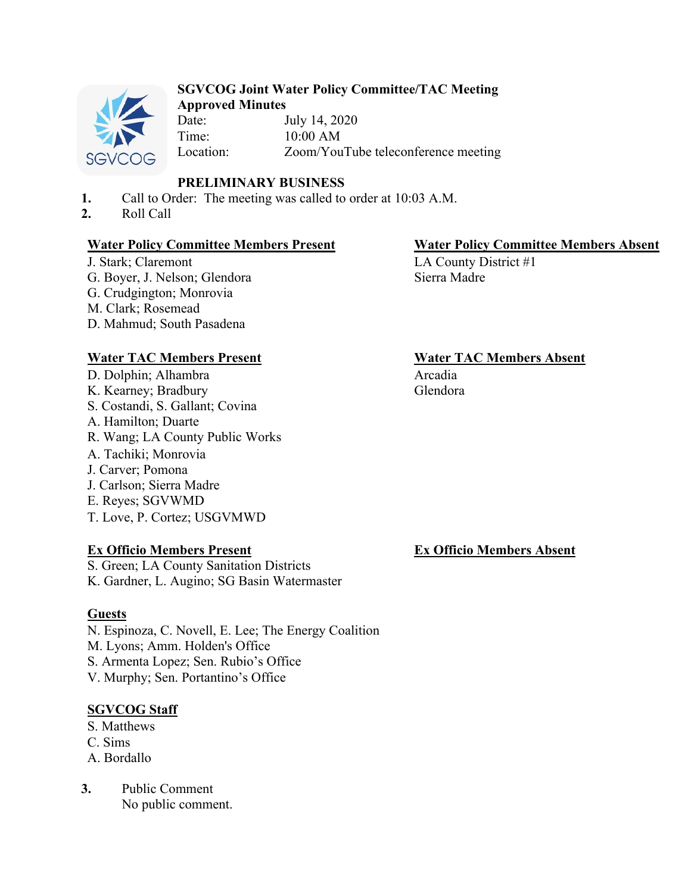**SGVCOG Joint Water Policy Committee/TAC Meeting**
**Approved Minutes**

Date: July 14, 2020
Time: 10:00 AM
Location: Zoom/YouTube teleconference meeting

**PRELIMINARY BUSINESS**

1. Call to Order: The meeting was called to order at 10:03 A.M.
2. Roll Call

**Water Policy Committee Members Present**
J. Stark; Claremont
G. Boyer, J. Nelson; Glendora
G. Crudgington; Monrovia
M. Clark; Rosemead
D. Mahmud; South Pasadena

**Water Policy Committee Members Absent**
LA County District #1
Sierra Madre

**Water TAC Members Present**
D. Dolphin; Alhambra
K. Kearney; Bradbury
S. Costandi, S. Gallant; Covina
A. Hamilton; Duarte
R. Wang; LA County Public Works
A. Tachiki; Monrovia
J. Carver; Pomona
J. Carlson; Sierra Madre
E. Reyes; SGVWMD
T. Love, P. Cortez; USGVMWD

**Water TAC Members Absent**
Arcadia
Glendora

**Ex Officio Members Present**
S. Green; LA County Sanitation Districts
K. Gardner, L. Augino; SG Basin Watermaster

**Ex Officio Members Absent**

**Guests**
N. Espinoza, C. Novell, E. Lee; The Energy Coalition
M. Lyons; Amm. Holden's Office
S. Armenta Lopez; Sen. Rubio's Office
V. Murphy; Sen. Portantino's Office

**SGVCOG Staff**
S. Matthews
C. Sims
A. Bordallo

3. Public Comment
   No public comment.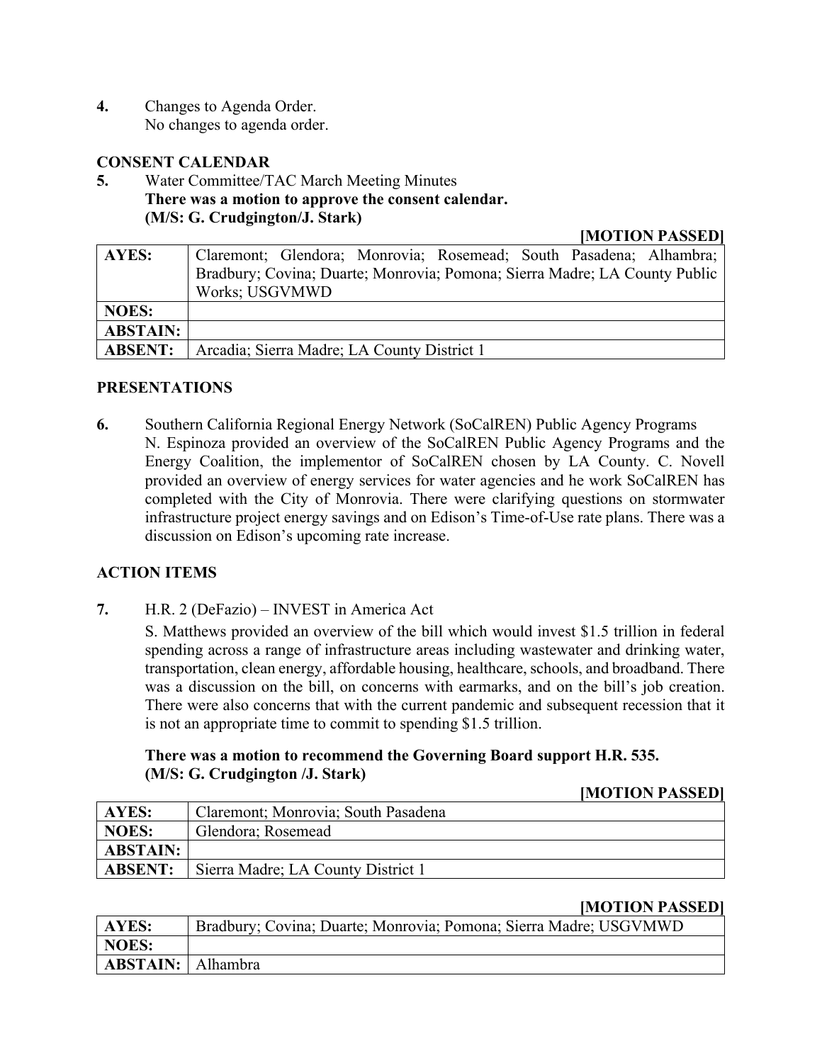**4.** Changes to Agenda Order.
No changes to agenda order.

**CONSENT CALENDAR**

**5.** Water Committee/TAC March Meeting Minutes
**There was a motion to approve the consent calendar.**
**(M/S: G. Crudgington/J. Stark)**

**[MOTION PASSED]**

| | |
|---|---|
| **AYES:** | Claremont; Glendora; Monrovia; Rosemead; South Pasadena; Alhambra; Bradbury; Covina; Duarte; Monrovia; Pomona; Sierra Madre; LA County Public Works; USGVMWD |
| **NOES:** | |
| **ABSTAIN:** | |
| **ABSENT:** | Arcadia; Sierra Madre; LA County District 1 |

**PRESENTATIONS**

**6.** Southern California Regional Energy Network (SoCalREN) Public Agency Programs
N. Espinoza provided an overview of the SoCalREN Public Agency Programs and the Energy Coalition, the implementor of SoCalREN chosen by LA County. C. Novell provided an overview of energy services for water agencies and he work SoCalREN has completed with the City of Monrovia. There were clarifying questions on stormwater infrastructure project energy savings and on Edison's Time-of-Use rate plans. There was a discussion on Edison's upcoming rate increase.

**ACTION ITEMS**

**7.** H.R. 2 (DeFazio) – INVEST in America Act
S. Matthews provided an overview of the bill which would invest $1.5 trillion in federal spending across a range of infrastructure areas including wastewater and drinking water, transportation, clean energy, affordable housing, healthcare, schools, and broadband. There was a discussion on the bill, on concerns with earmarks, and on the bill's job creation. There were also concerns that with the current pandemic and subsequent recession that it is not an appropriate time to commit to spending $1.5 trillion.

**There was a motion to recommend the Governing Board support H.R. 535.**
**(M/S: G. Crudgington /J. Stark)**

**[MOTION PASSED]**

| | |
|---|---|
| **AYES:** | Claremont; Monrovia; South Pasadena |
| **NOES:** | Glendora; Rosemead |
| **ABSTAIN:** | |
| **ABSENT:** | Sierra Madre; LA County District 1 |

**[MOTION PASSED]**

| | |
|---|---|
| **AYES:** | Bradbury; Covina; Duarte; Monrovia; Pomona; Sierra Madre; USGVMWD |
| **NOES:** | |
| **ABSTAIN:** | Alhambra |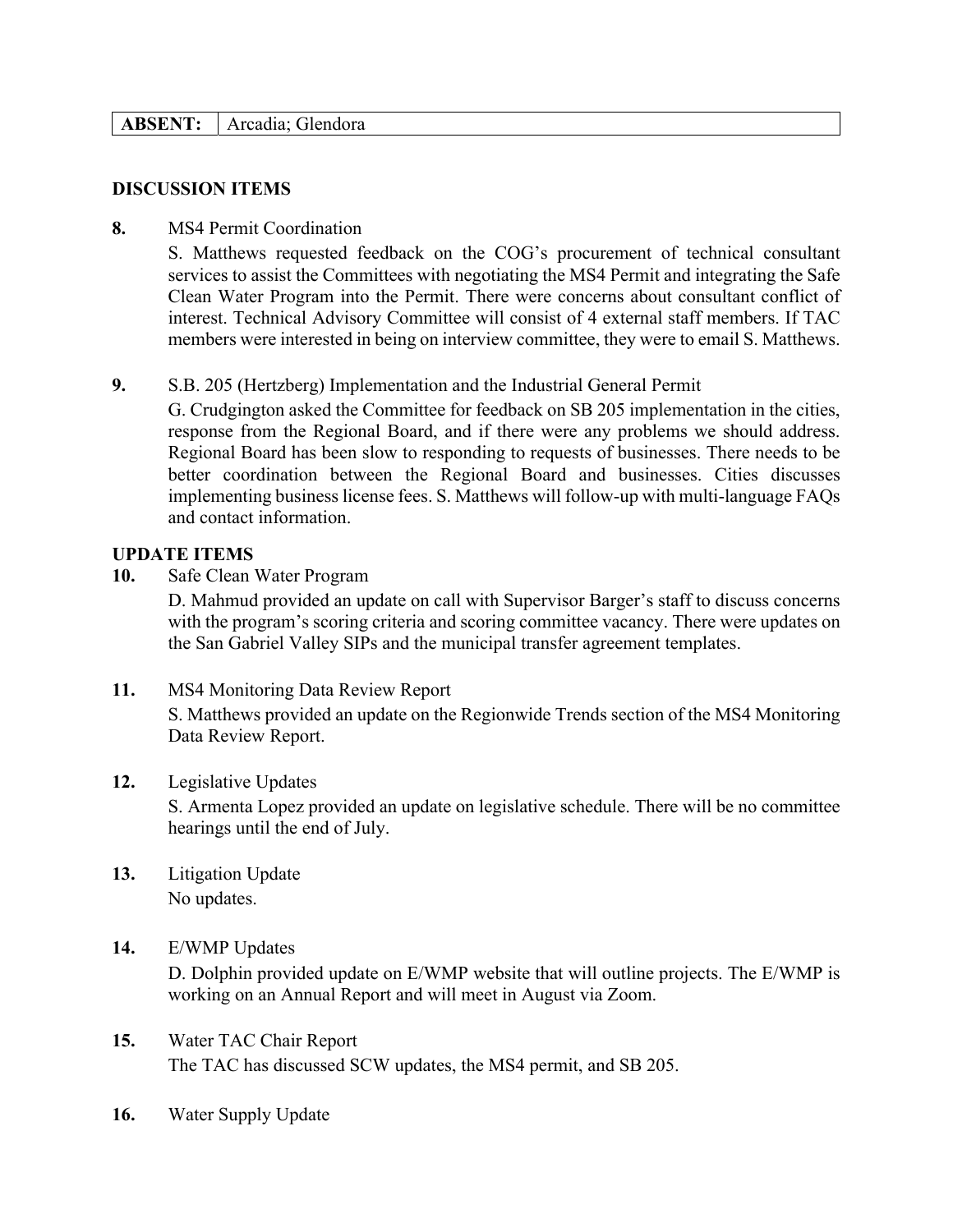| ABSENT: | Arcadia; Glendora |
|---|---|

**DISCUSSION ITEMS**

**8.** MS4 Permit Coordination

S. Matthews requested feedback on the COG's procurement of technical consultant services to assist the Committees with negotiating the MS4 Permit and integrating the Safe Clean Water Program into the Permit. There were concerns about consultant conflict of interest. Technical Advisory Committee will consist of 4 external staff members. If TAC members were interested in being on interview committee, they were to email S. Matthews.

**9.** S.B. 205 (Hertzberg) Implementation and the Industrial General Permit

G. Crudgington asked the Committee for feedback on SB 205 implementation in the cities, response from the Regional Board, and if there were any problems we should address. Regional Board has been slow to responding to requests of businesses. There needs to be better coordination between the Regional Board and businesses. Cities discusses implementing business license fees. S. Matthews will follow-up with multi-language FAQs and contact information.

**UPDATE ITEMS**

**10.** Safe Clean Water Program

D. Mahmud provided an update on call with Supervisor Barger's staff to discuss concerns with the program's scoring criteria and scoring committee vacancy. There were updates on the San Gabriel Valley SIPs and the municipal transfer agreement templates.

**11.** MS4 Monitoring Data Review Report

S. Matthews provided an update on the Regionwide Trends section of the MS4 Monitoring Data Review Report.

**12.** Legislative Updates

S. Armenta Lopez provided an update on legislative schedule. There will be no committee hearings until the end of July.

**13.** Litigation Update

No updates.

**14.** E/WMP Updates

D. Dolphin provided update on E/WMP website that will outline projects. The E/WMP is working on an Annual Report and will meet in August via Zoom.

**15.** Water TAC Chair Report

The TAC has discussed SCW updates, the MS4 permit, and SB 205.

**16.** Water Supply Update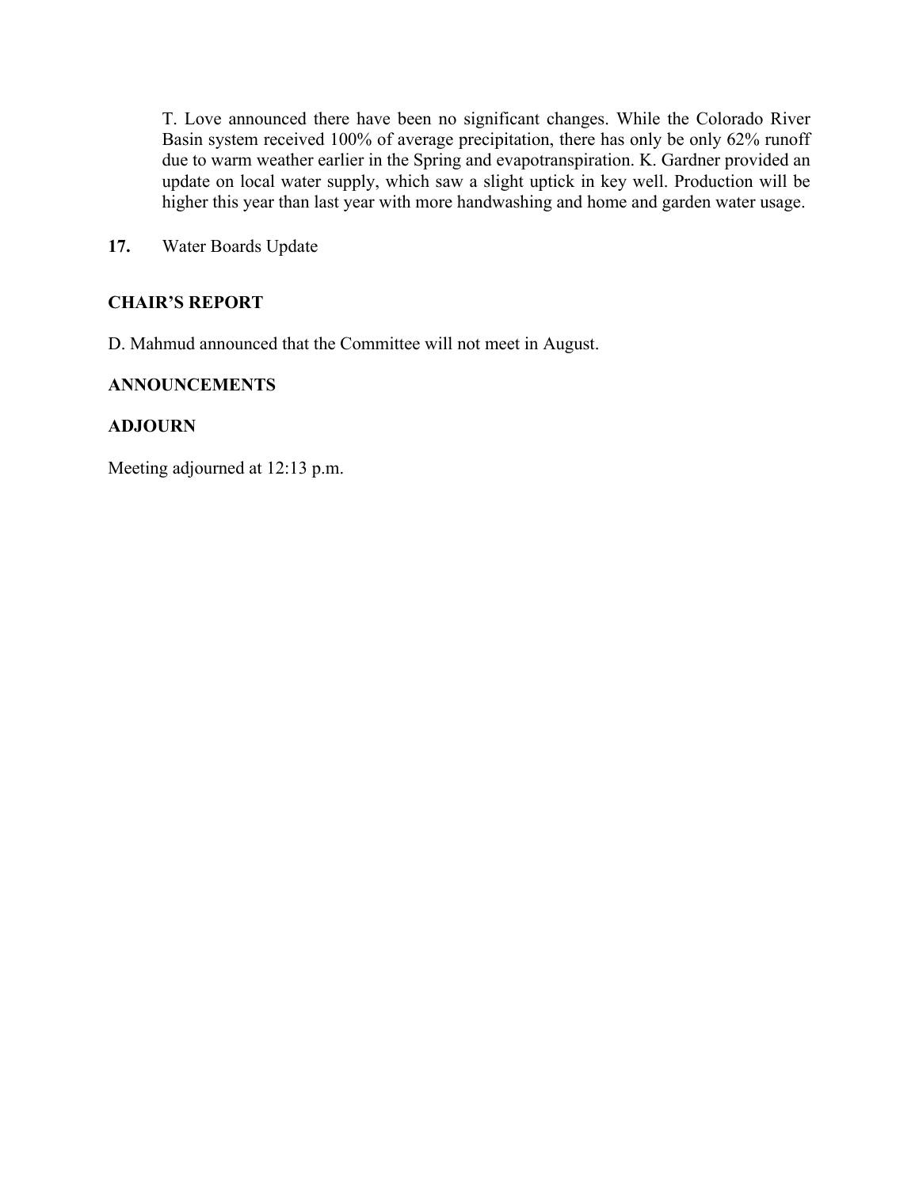T. Love announced there have been no significant changes. While the Colorado River Basin system received 100% of average precipitation, there has only be only 62% runoff due to warm weather earlier in the Spring and evapotranspiration. K. Gardner provided an update on local water supply, which saw a slight uptick in key well. Production will be higher this year than last year with more handwashing and home and garden water usage.

**17.** Water Boards Update

**CHAIR'S REPORT**

D. Mahmud announced that the Committee will not meet in August.

**ANNOUNCEMENTS**

**ADJOURN**

Meeting adjourned at 12:13 p.m.